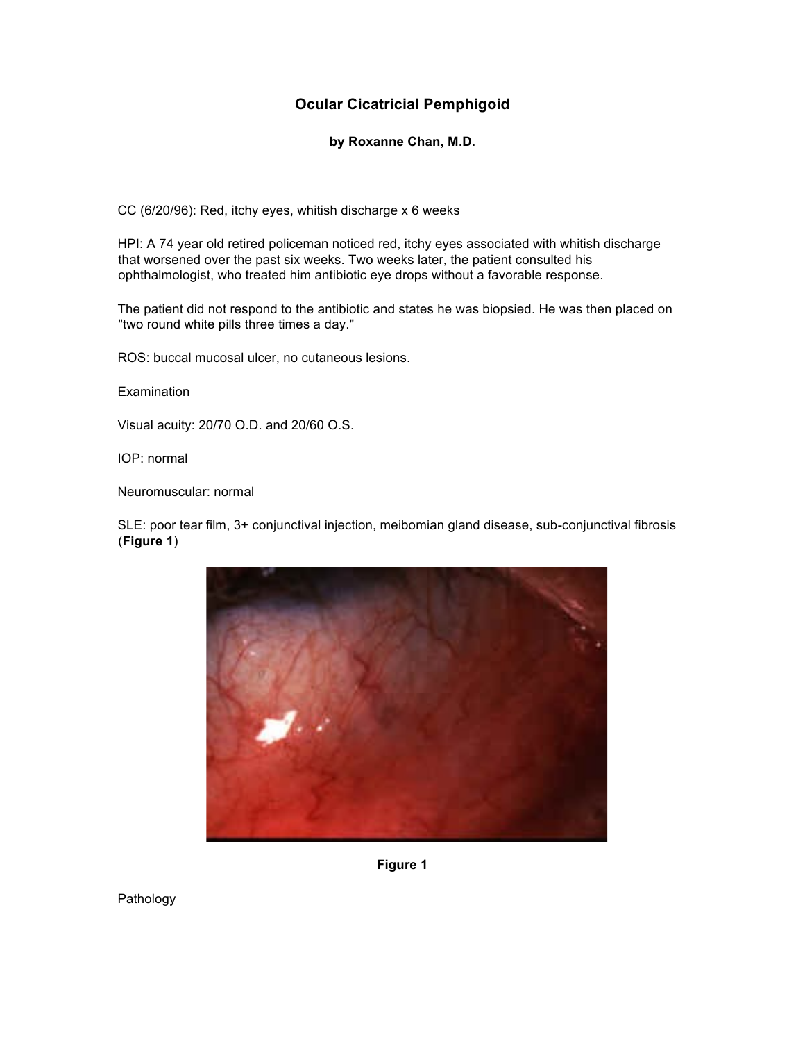# Ocular Cicatricial Pemphigoid

**by Roxanne Chan, M.D.**

CC (6/20/96): Red, itchy eyes, whitish discharge x 6 weeks

HPI: A 74 year old retired policeman noticed red, itchy eyes associated with whitish discharge that worsened over the past six weeks. Two weeks later, the patient consulted his ophthalmologist, who treated him antibiotic eye drops without a favorable response.

The patient did not respond to the antibiotic and states he was biopsied. He was then placed on "two round white pills three times a day."

ROS: buccal mucosal ulcer, no cutaneous lesions.

Examination

Visual acuity: 20/70 O.D. and 20/60 O.S.

IOP: normal

Neuromuscular: normal

SLE: poor tear film, 3+ conjunctival injection, meibomian gland disease, sub-conjunctival fibrosis (**Figure 1**)

**Figure 1**

Pathology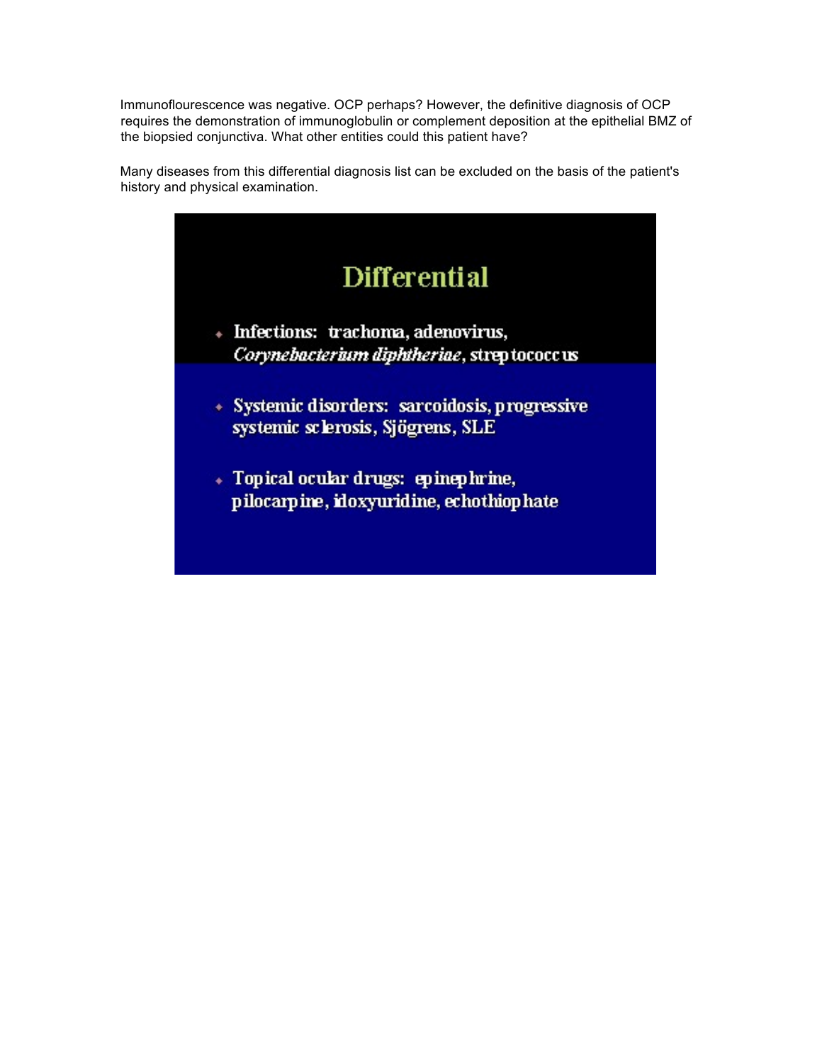Immunoflourescence was negative. OCP perhaps? However, the definitive diagnosis of OCP requires the demonstration of immunoglobulin or complement deposition at the epithelial BMZ of the biopsied conjunctiva. What other entities could this patient have?

Many diseases from this differential diagnosis list can be excluded on the basis of the patient's history and physical examination.

## Differential

- Infections: trachoma, adenovirus, *Corynebacterium diphtheriae*, streptococcus
- Systemic disorders: sarcoidosis, progressive systemic sclerosis, Sjögrens, SLE
- Topical ocular drugs: epinephrine, pilocarpine, idoxyuridine, echothiophate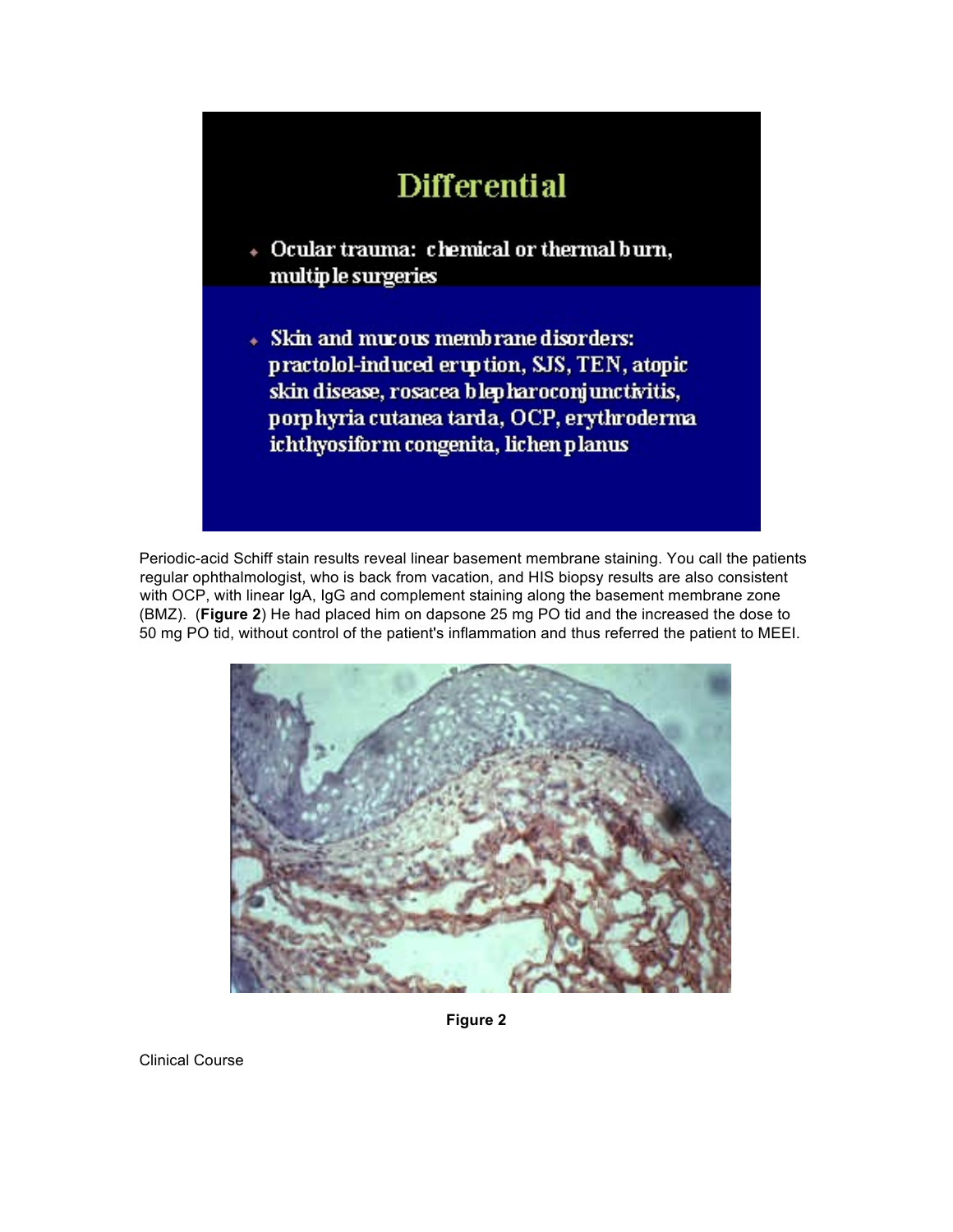## Differential

- Ocular trauma: chemical or thermal burn, multiple surgeries
- Skin and mucous membrane disorders: practolol-induced eruption, SJS, TEN, atopic skin disease, rosacea blepharoconjunctivitis, porphyria cutanea tarda, OCP, erythroderma ichthyosiform congenita, lichen planus

Periodic-acid Schiff stain results reveal linear basement membrane staining. You call the patients regular ophthalmologist, who is back from vacation, and HIS biopsy results are also consistent with OCP, with linear IgA, IgG and complement staining along the basement membrane zone (BMZ). (**Figure 2**) He had placed him on dapsone 25 mg PO tid and the increased the dose to 50 mg PO tid, without control of the patient's inflammation and thus referred the patient to MEEI.

**Figure 2**

Clinical Course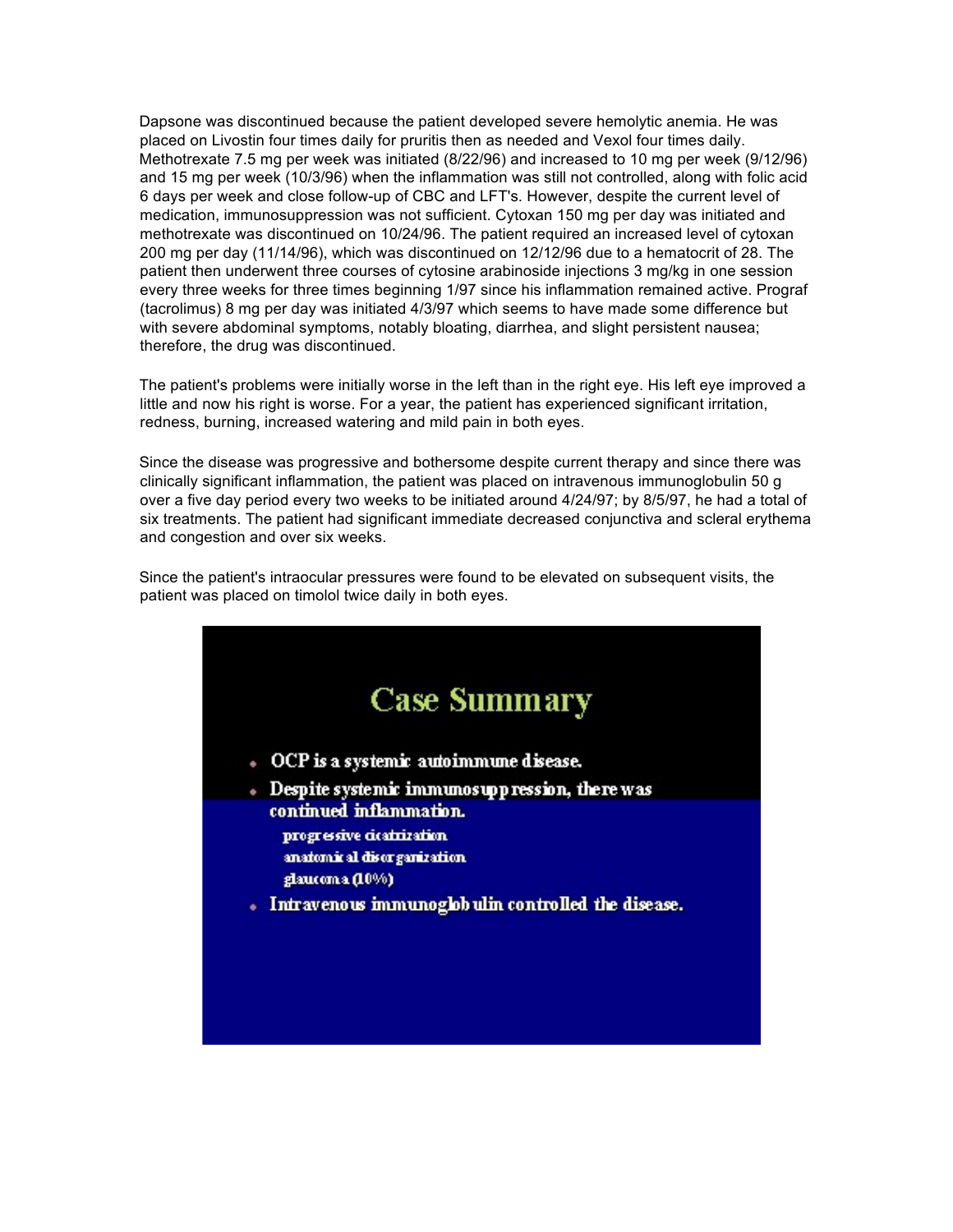Dapsone was discontinued because the patient developed severe hemolytic anemia. He was placed on Livostin four times daily for pruritis then as needed and Vexol four times daily. Methotrexate 7.5 mg per week was initiated (8/22/96) and increased to 10 mg per week (9/12/96) and 15 mg per week (10/3/96) when the inflammation was still not controlled, along with folic acid 6 days per week and close follow-up of CBC and LFT's. However, despite the current level of medication, immunosuppression was not sufficient. Cytoxan 150 mg per day was initiated and methotrexate was discontinued on 10/24/96. The patient required an increased level of cytoxan 200 mg per day (11/14/96), which was discontinued on 12/12/96 due to a hematocrit of 28. The patient then underwent three courses of cytosine arabinoside injections 3 mg/kg in one session every three weeks for three times beginning 1/97 since his inflammation remained active. Prograf (tacrolimus) 8 mg per day was initiated 4/3/97 which seems to have made some difference but with severe abdominal symptoms, notably bloating, diarrhea, and slight persistent nausea; therefore, the drug was discontinued.

The patient's problems were initially worse in the left than in the right eye. His left eye improved a little and now his right is worse. For a year, the patient has experienced significant irritation, redness, burning, increased watering and mild pain in both eyes.

Since the disease was progressive and bothersome despite current therapy and since there was clinically significant inflammation, the patient was placed on intravenous immunoglobulin 50 g over a five day period every two weeks to be initiated around 4/24/97; by 8/5/97, he had a total of six treatments. The patient had significant immediate decreased conjunctiva and scleral erythema and congestion and over six weeks.

Since the patient's intraocular pressures were found to be elevated on subsequent visits, the patient was placed on timolol twice daily in both eyes.

## Case Summary

- OCP is a systemic autoimmune disease.
- Despite systemic immunosuppression, there was continued inflammation.
  - progressive cicatrization
  - anatomical disorganization
  - glaucoma (10%)
- Intravenous immunoglobulin controlled the disease.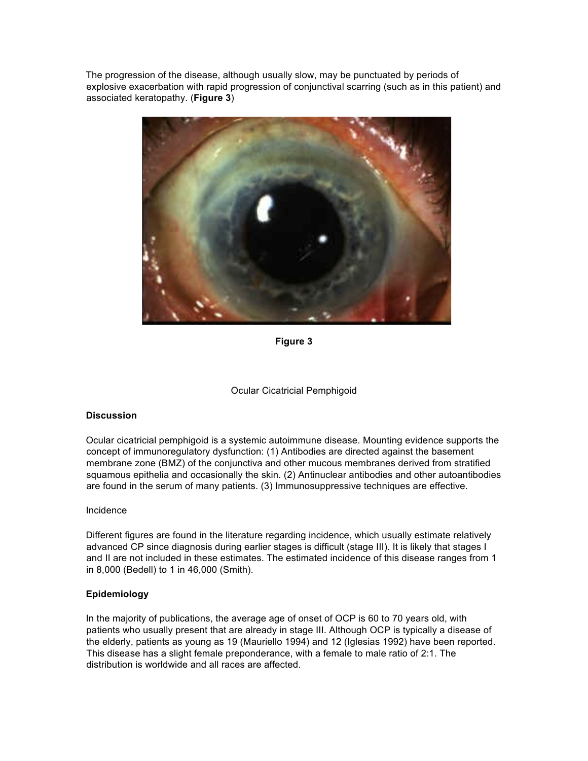The progression of the disease, although usually slow, may be punctuated by periods of explosive exacerbation with rapid progression of conjunctival scarring (such as in this patient) and associated keratopathy. (**Figure 3**)

**Figure 3**

Ocular Cicatricial Pemphigoid

**Discussion**

Ocular cicatricial pemphigoid is a systemic autoimmune disease. Mounting evidence supports the concept of immunoregulatory dysfunction: (1) Antibodies are directed against the basement membrane zone (BMZ) of the conjunctiva and other mucous membranes derived from stratified squamous epithelia and occasionally the skin. (2) Antinuclear antibodies and other autoantibodies are found in the serum of many patients. (3) Immunosuppressive techniques are effective.

Incidence

Different figures are found in the literature regarding incidence, which usually estimate relatively advanced CP since diagnosis during earlier stages is difficult (stage III). It is likely that stages I and II are not included in these estimates. The estimated incidence of this disease ranges from 1 in 8,000 (Bedell) to 1 in 46,000 (Smith).

**Epidemiology**

In the majority of publications, the average age of onset of OCP is 60 to 70 years old, with patients who usually present that are already in stage III. Although OCP is typically a disease of the elderly, patients as young as 19 (Mauriello 1994) and 12 (Iglesias 1992) have been reported. This disease has a slight female preponderance, with a female to male ratio of 2:1. The distribution is worldwide and all races are affected.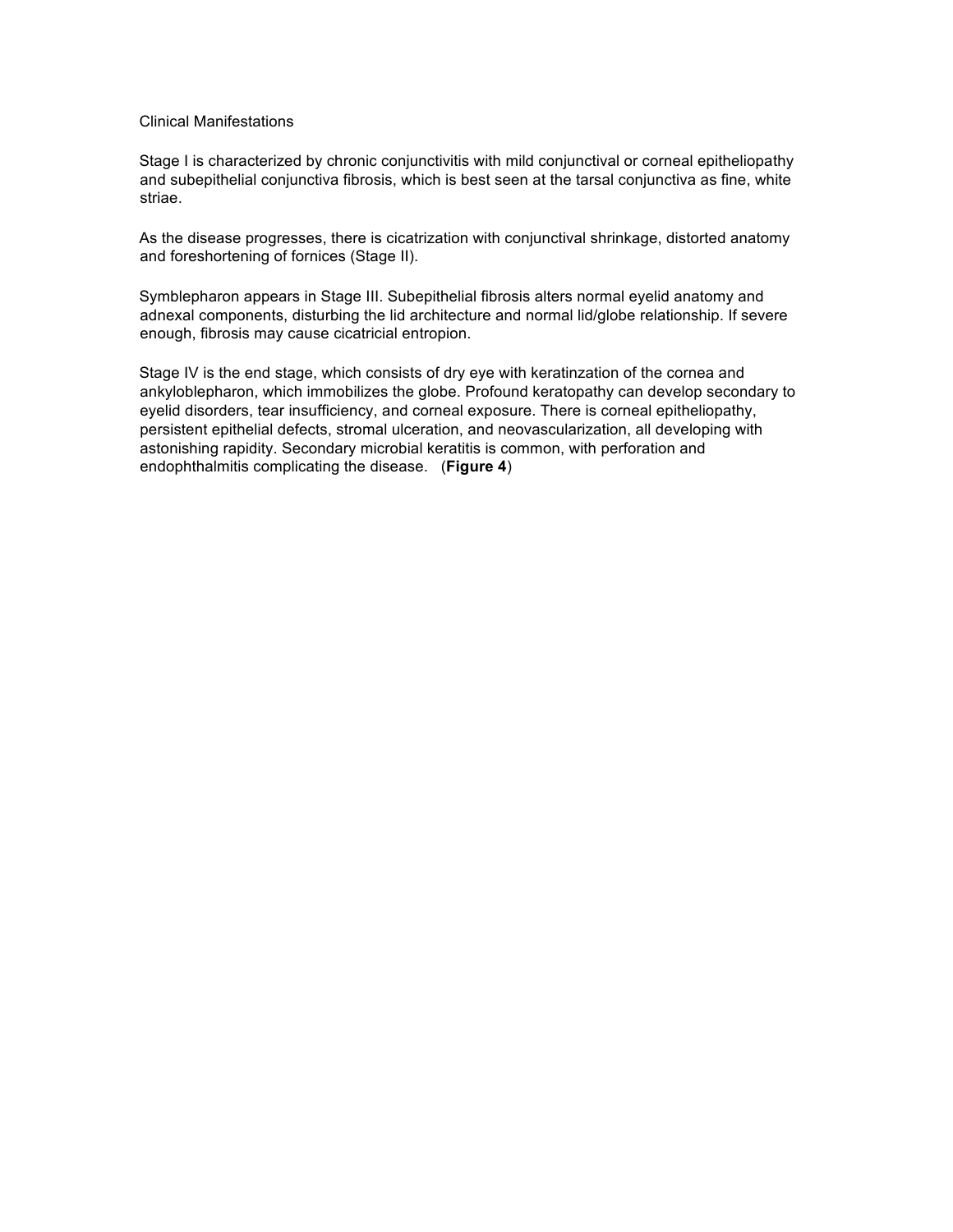## Clinical Manifestations

Stage I is characterized by chronic conjunctivitis with mild conjunctival or corneal epitheliopathy and subepithelial conjunctiva fibrosis, which is best seen at the tarsal conjunctiva as fine, white striae.

As the disease progresses, there is cicatrization with conjunctival shrinkage, distorted anatomy and foreshortening of fornices (Stage II).

Symblepharon appears in Stage III. Subepithelial fibrosis alters normal eyelid anatomy and adnexal components, disturbing the lid architecture and normal lid/globe relationship. If severe enough, fibrosis may cause cicatricial entropion.

Stage IV is the end stage, which consists of dry eye with keratinzation of the cornea and ankyloblepharon, which immobilizes the globe. Profound keratopathy can develop secondary to eyelid disorders, tear insufficiency, and corneal exposure. There is corneal epitheliopathy, persistent epithelial defects, stromal ulceration, and neovascularization, all developing with astonishing rapidity. Secondary microbial keratitis is common, with perforation and endophthalmitis complicating the disease. (**Figure 4**)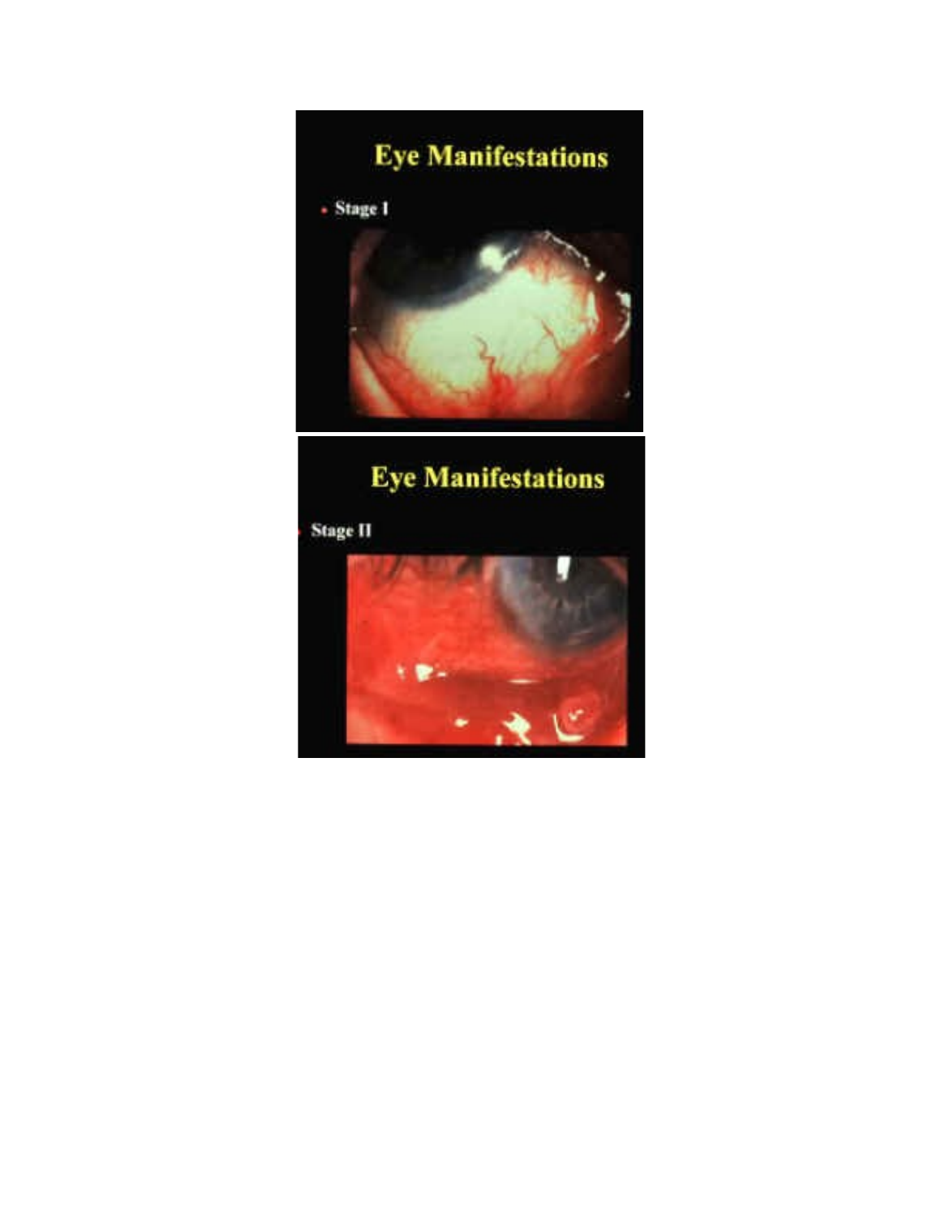# Eye Manifestations

- Stage I

# Eye Manifestations

- Stage II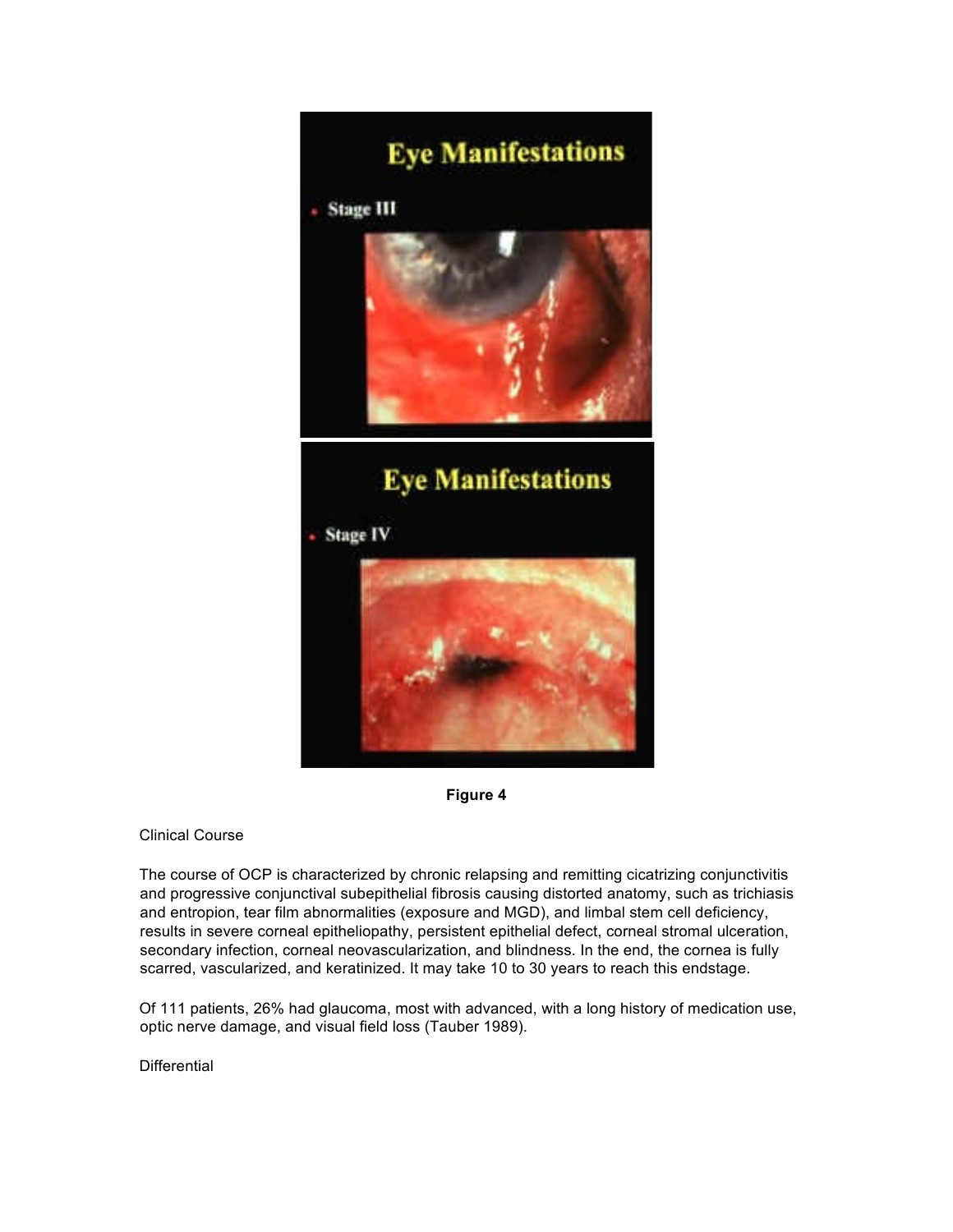**Figure 4**

Clinical Course

The course of OCP is characterized by chronic relapsing and remitting cicatrizing conjunctivitis and progressive conjunctival subepithelial fibrosis causing distorted anatomy, such as trichiasis and entropion, tear film abnormalities (exposure and MGD), and limbal stem cell deficiency, results in severe corneal epitheliopathy, persistent epithelial defect, corneal stromal ulceration, secondary infection, corneal neovascularization, and blindness. In the end, the cornea is fully scarred, vascularized, and keratinized. It may take 10 to 30 years to reach this endstage.

Of 111 patients, 26% had glaucoma, most with advanced, with a long history of medication use, optic nerve damage, and visual field loss (Tauber 1989).

Differential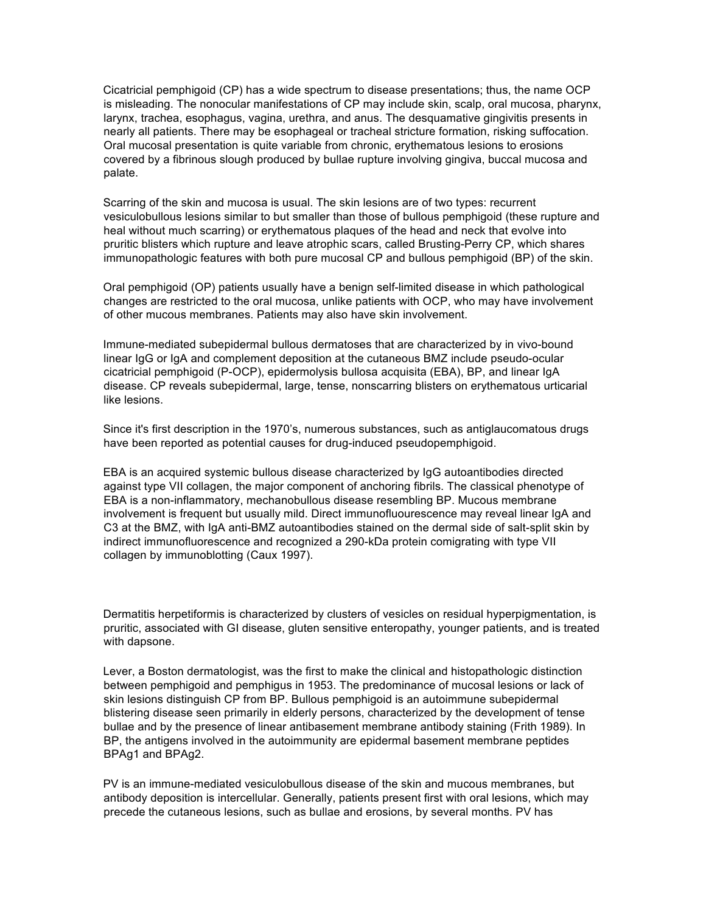Cicatricial pemphigoid (CP) has a wide spectrum to disease presentations; thus, the name OCP is misleading. The nonocular manifestations of CP may include skin, scalp, oral mucosa, pharynx, larynx, trachea, esophagus, vagina, urethra, and anus. The desquamative gingivitis presents in nearly all patients. There may be esophageal or tracheal stricture formation, risking suffocation. Oral mucosal presentation is quite variable from chronic, erythematous lesions to erosions covered by a fibrinous slough produced by bullae rupture involving gingiva, buccal mucosa and palate.

Scarring of the skin and mucosa is usual. The skin lesions are of two types: recurrent vesiculobullous lesions similar to but smaller than those of bullous pemphigoid (these rupture and heal without much scarring) or erythematous plaques of the head and neck that evolve into pruritic blisters which rupture and leave atrophic scars, called Brusting-Perry CP, which shares immunopathologic features with both pure mucosal CP and bullous pemphigoid (BP) of the skin.

Oral pemphigoid (OP) patients usually have a benign self-limited disease in which pathological changes are restricted to the oral mucosa, unlike patients with OCP, who may have involvement of other mucous membranes. Patients may also have skin involvement.

Immune-mediated subepidermal bullous dermatoses that are characterized by in vivo-bound linear IgG or IgA and complement deposition at the cutaneous BMZ include pseudo-ocular cicatricial pemphigoid (P-OCP), epidermolysis bullosa acquisita (EBA), BP, and linear IgA disease. CP reveals subepidermal, large, tense, nonscarring blisters on erythematous urticarial like lesions.

Since it's first description in the 1970's, numerous substances, such as antiglaucomatous drugs have been reported as potential causes for drug-induced pseudopemphigoid.

EBA is an acquired systemic bullous disease characterized by IgG autoantibodies directed against type VII collagen, the major component of anchoring fibrils. The classical phenotype of EBA is a non-inflammatory, mechanobullous disease resembling BP. Mucous membrane involvement is frequent but usually mild. Direct immunofluourescence may reveal linear IgA and C3 at the BMZ, with IgA anti-BMZ autoantibodies stained on the dermal side of salt-split skin by indirect immunofluorescence and recognized a 290-kDa protein comigrating with type VII collagen by immunoblotting (Caux 1997).

Dermatitis herpetiformis is characterized by clusters of vesicles on residual hyperpigmentation, is pruritic, associated with GI disease, gluten sensitive enteropathy, younger patients, and is treated with dapsone.

Lever, a Boston dermatologist, was the first to make the clinical and histopathologic distinction between pemphigoid and pemphigus in 1953. The predominance of mucosal lesions or lack of skin lesions distinguish CP from BP. Bullous pemphigoid is an autoimmune subepidermal blistering disease seen primarily in elderly persons, characterized by the development of tense bullae and by the presence of linear antibasement membrane antibody staining (Frith 1989). In BP, the antigens involved in the autoimmunity are epidermal basement membrane peptides BPAg1 and BPAg2.

PV is an immune-mediated vesiculobullous disease of the skin and mucous membranes, but antibody deposition is intercellular. Generally, patients present first with oral lesions, which may precede the cutaneous lesions, such as bullae and erosions, by several months. PV has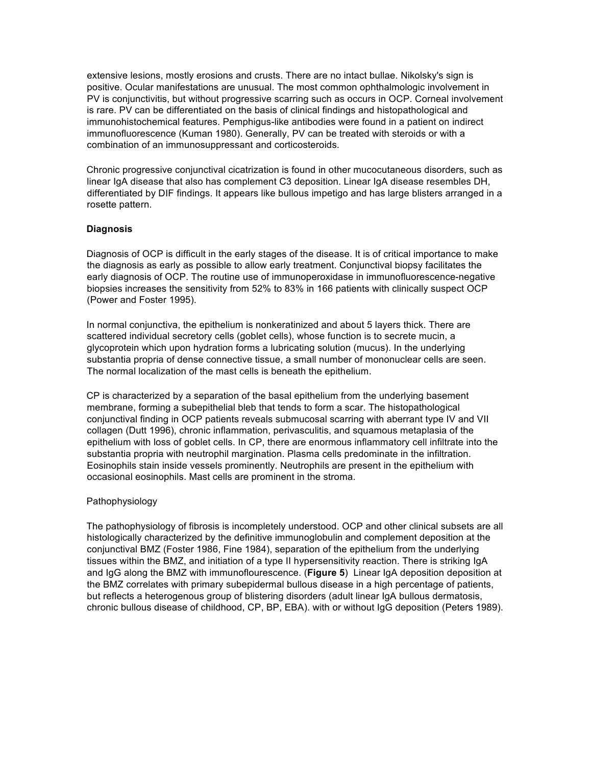extensive lesions, mostly erosions and crusts. There are no intact bullae. Nikolsky's sign is positive. Ocular manifestations are unusual. The most common ophthalmologic involvement in PV is conjunctivitis, but without progressive scarring such as occurs in OCP. Corneal involvement is rare. PV can be differentiated on the basis of clinical findings and histopathological and immunohistochemical features. Pemphigus-like antibodies were found in a patient on indirect immunofluorescence (Kuman 1980). Generally, PV can be treated with steroids or with a combination of an immunosuppressant and corticosteroids.

Chronic progressive conjunctival cicatrization is found in other mucocutaneous disorders, such as linear IgA disease that also has complement C3 deposition. Linear IgA disease resembles DH, differentiated by DIF findings. It appears like bullous impetigo and has large blisters arranged in a rosette pattern.

**Diagnosis**

Diagnosis of OCP is difficult in the early stages of the disease. It is of critical importance to make the diagnosis as early as possible to allow early treatment. Conjunctival biopsy facilitates the early diagnosis of OCP. The routine use of immunoperoxidase in immunofluorescence-negative biopsies increases the sensitivity from 52% to 83% in 166 patients with clinically suspect OCP (Power and Foster 1995).

In normal conjunctiva, the epithelium is nonkeratinized and about 5 layers thick. There are scattered individual secretory cells (goblet cells), whose function is to secrete mucin, a glycoprotein which upon hydration forms a lubricating solution (mucus). In the underlying substantia propria of dense connective tissue, a small number of mononuclear cells are seen. The normal localization of the mast cells is beneath the epithelium.

CP is characterized by a separation of the basal epithelium from the underlying basement membrane, forming a subepithelial bleb that tends to form a scar. The histopathological conjunctival finding in OCP patients reveals submucosal scarring with aberrant type IV and VII collagen (Dutt 1996), chronic inflammation, perivasculitis, and squamous metaplasia of the epithelium with loss of goblet cells. In CP, there are enormous inflammatory cell infiltrate into the substantia propria with neutrophil margination. Plasma cells predominate in the infiltration. Eosinophils stain inside vessels prominently. Neutrophils are present in the epithelium with occasional eosinophils. Mast cells are prominent in the stroma.

Pathophysiology

The pathophysiology of fibrosis is incompletely understood. OCP and other clinical subsets are all histologically characterized by the definitive immunoglobulin and complement deposition at the conjunctival BMZ (Foster 1986, Fine 1984), separation of the epithelium from the underlying tissues within the BMZ, and initiation of a type II hypersensitivity reaction. There is striking IgA and IgG along the BMZ with immunoflourescence. (**Figure 5**) Linear IgA deposition deposition at the BMZ correlates with primary subepidermal bullous disease in a high percentage of patients, but reflects a heterogenous group of blistering disorders (adult linear IgA bullous dermatosis, chronic bullous disease of childhood, CP, BP, EBA). with or without IgG deposition (Peters 1989).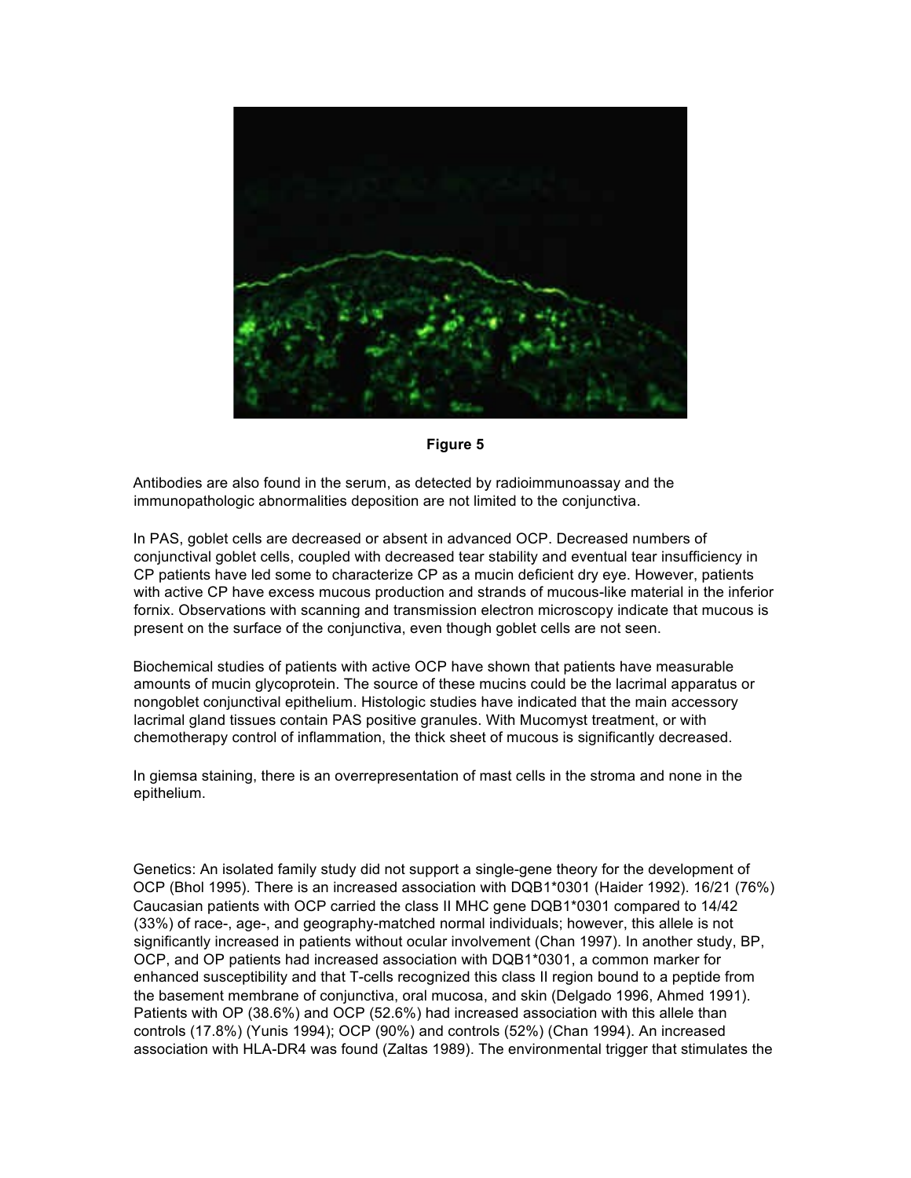**Figure 5**

Antibodies are also found in the serum, as detected by radioimmunoassay and the immunopathologic abnormalities deposition are not limited to the conjunctiva.

In PAS, goblet cells are decreased or absent in advanced OCP. Decreased numbers of conjunctival goblet cells, coupled with decreased tear stability and eventual tear insufficiency in CP patients have led some to characterize CP as a mucin deficient dry eye. However, patients with active CP have excess mucous production and strands of mucous-like material in the inferior fornix. Observations with scanning and transmission electron microscopy indicate that mucous is present on the surface of the conjunctiva, even though goblet cells are not seen.

Biochemical studies of patients with active OCP have shown that patients have measurable amounts of mucin glycoprotein. The source of these mucins could be the lacrimal apparatus or nongoblet conjunctival epithelium. Histologic studies have indicated that the main accessory lacrimal gland tissues contain PAS positive granules. With Mucomyst treatment, or with chemotherapy control of inflammation, the thick sheet of mucous is significantly decreased.

In giemsa staining, there is an overrepresentation of mast cells in the stroma and none in the epithelium.

Genetics: An isolated family study did not support a single-gene theory for the development of OCP (Bhol 1995). There is an increased association with DQB1*0301 (Haider 1992). 16/21 (76%) Caucasian patients with OCP carried the class II MHC gene DQB1*0301 compared to 14/42 (33%) of race-, age-, and geography-matched normal individuals; however, this allele is not significantly increased in patients without ocular involvement (Chan 1997). In another study, BP, OCP, and OP patients had increased association with DQB1*0301, a common marker for enhanced susceptibility and that T-cells recognized this class II region bound to a peptide from the basement membrane of conjunctiva, oral mucosa, and skin (Delgado 1996, Ahmed 1991). Patients with OP (38.6%) and OCP (52.6%) had increased association with this allele than controls (17.8%) (Yunis 1994); OCP (90%) and controls (52%) (Chan 1994). An increased association with HLA-DR4 was found (Zaltas 1989). The environmental trigger that stimulates the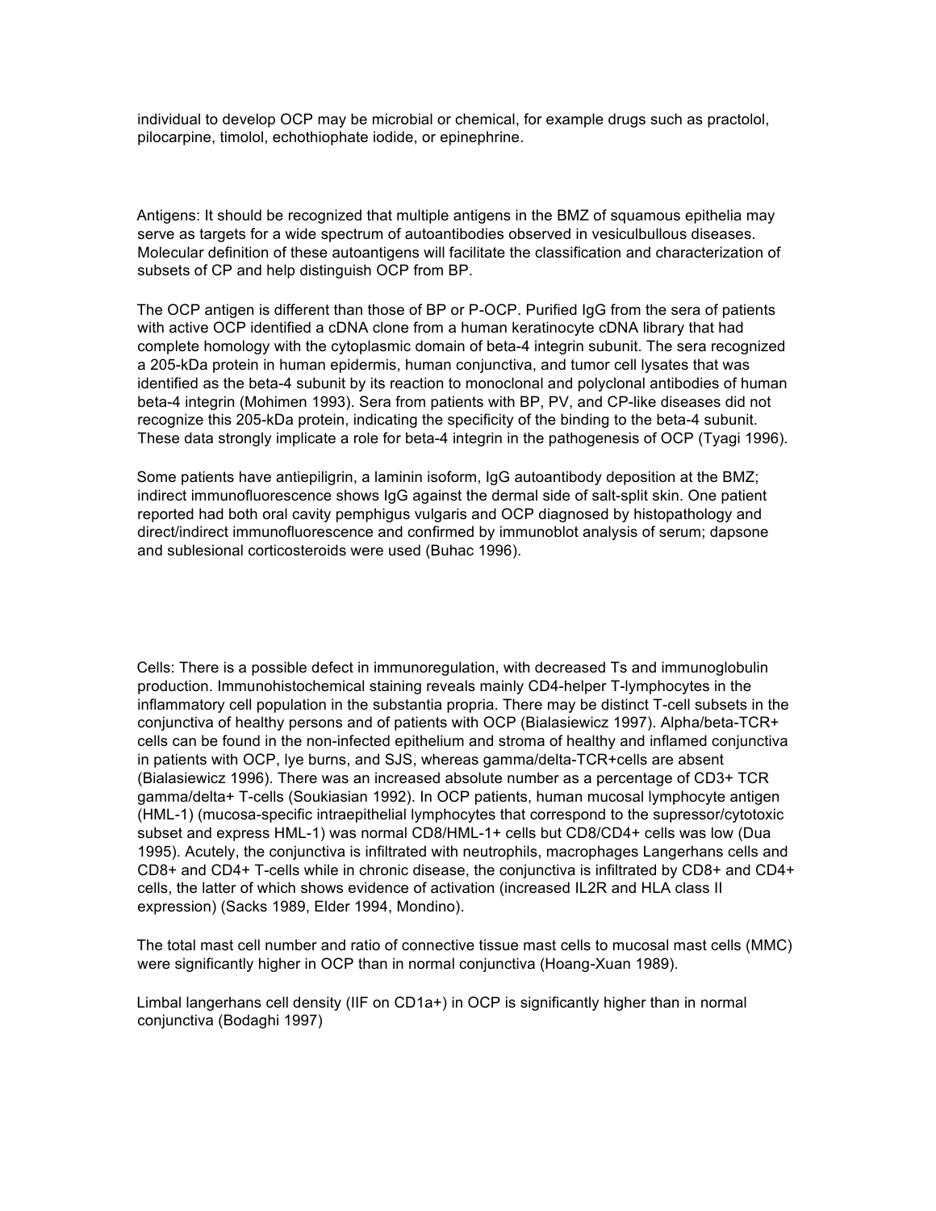individual to develop OCP may be microbial or chemical, for example drugs such as practolol, pilocarpine, timolol, echothiophate iodide, or epinephrine.

Antigens: It should be recognized that multiple antigens in the BMZ of squamous epithelia may serve as targets for a wide spectrum of autoantibodies observed in vesiculbullous diseases. Molecular definition of these autoantigens will facilitate the classification and characterization of subsets of CP and help distinguish OCP from BP.

The OCP antigen is different than those of BP or P-OCP. Purified IgG from the sera of patients with active OCP identified a cDNA clone from a human keratinocyte cDNA library that had complete homology with the cytoplasmic domain of beta-4 integrin subunit. The sera recognized a 205-kDa protein in human epidermis, human conjunctiva, and tumor cell lysates that was identified as the beta-4 subunit by its reaction to monoclonal and polyclonal antibodies of human beta-4 integrin (Mohimen 1993). Sera from patients with BP, PV, and CP-like diseases did not recognize this 205-kDa protein, indicating the specificity of the binding to the beta-4 subunit. These data strongly implicate a role for beta-4 integrin in the pathogenesis of OCP (Tyagi 1996).

Some patients have antiepiligrin, a laminin isoform, IgG autoantibody deposition at the BMZ; indirect immunofluorescence shows IgG against the dermal side of salt-split skin. One patient reported had both oral cavity pemphigus vulgaris and OCP diagnosed by histopathology and direct/indirect immunofluorescence and confirmed by immunoblot analysis of serum; dapsone and sublesional corticosteroids were used (Buhac 1996).

Cells: There is a possible defect in immunoregulation, with decreased Ts and immunoglobulin production. Immunohistochemical staining reveals mainly CD4-helper T-lymphocytes in the inflammatory cell population in the substantia propria. There may be distinct T-cell subsets in the conjunctiva of healthy persons and of patients with OCP (Bialasiewicz 1997). Alpha/beta-TCR+ cells can be found in the non-infected epithelium and stroma of healthy and inflamed conjunctiva in patients with OCP, lye burns, and SJS, whereas gamma/delta-TCR+cells are absent (Bialasiewicz 1996). There was an increased absolute number as a percentage of CD3+ TCR gamma/delta+ T-cells (Soukiasian 1992). In OCP patients, human mucosal lymphocyte antigen (HML-1) (mucosa-specific intraepithelial lymphocytes that correspond to the supressor/cytotoxic subset and express HML-1) was normal CD8/HML-1+ cells but CD8/CD4+ cells was low (Dua 1995). Acutely, the conjunctiva is infiltrated with neutrophils, macrophages Langerhans cells and CD8+ and CD4+ T-cells while in chronic disease, the conjunctiva is infiltrated by CD8+ and CD4+ cells, the latter of which shows evidence of activation (increased IL2R and HLA class II expression) (Sacks 1989, Elder 1994, Mondino).

The total mast cell number and ratio of connective tissue mast cells to mucosal mast cells (MMC) were significantly higher in OCP than in normal conjunctiva (Hoang-Xuan 1989).

Limbal langerhans cell density (IIF on CD1a+) in OCP is significantly higher than in normal conjunctiva (Bodaghi 1997)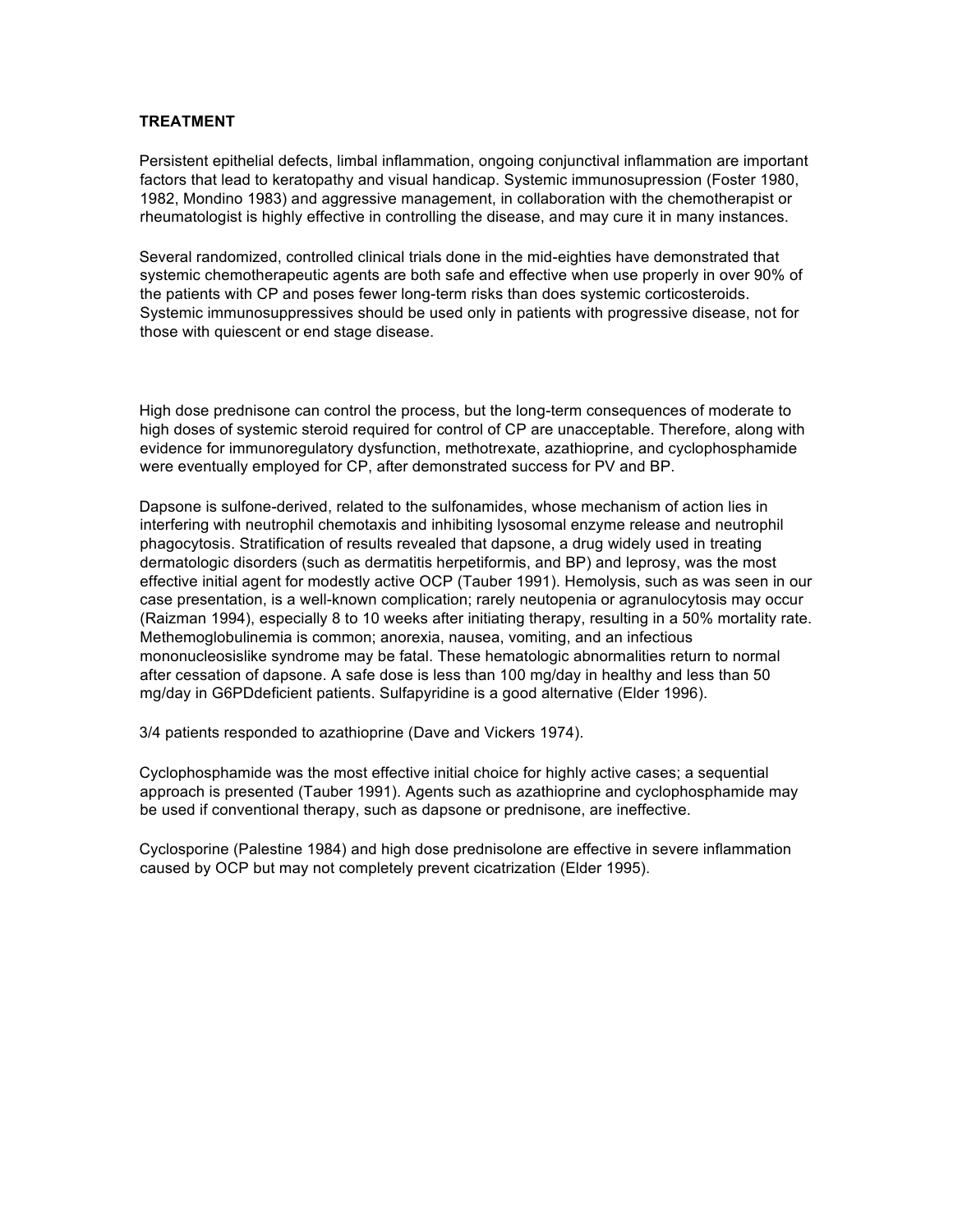### TREATMENT

Persistent epithelial defects, limbal inflammation, ongoing conjunctival inflammation are important factors that lead to keratopathy and visual handicap. Systemic immunosupression (Foster 1980, 1982, Mondino 1983) and aggressive management, in collaboration with the chemotherapist or rheumatologist is highly effective in controlling the disease, and may cure it in many instances.

Several randomized, controlled clinical trials done in the mid-eighties have demonstrated that systemic chemotherapeutic agents are both safe and effective when use properly in over 90% of the patients with CP and poses fewer long-term risks than does systemic corticosteroids. Systemic immunosuppressives should be used only in patients with progressive disease, not for those with quiescent or end stage disease.

High dose prednisone can control the process, but the long-term consequences of moderate to high doses of systemic steroid required for control of CP are unacceptable. Therefore, along with evidence for immunoregulatory dysfunction, methotrexate, azathioprine, and cyclophosphamide were eventually employed for CP, after demonstrated success for PV and BP.

Dapsone is sulfone-derived, related to the sulfonamides, whose mechanism of action lies in interfering with neutrophil chemotaxis and inhibiting lysosomal enzyme release and neutrophil phagocytosis. Stratification of results revealed that dapsone, a drug widely used in treating dermatologic disorders (such as dermatitis herpetiformis, and BP) and leprosy, was the most effective initial agent for modestly active OCP (Tauber 1991). Hemolysis, such as was seen in our case presentation, is a well-known complication; rarely neutopenia or agranulocytosis may occur (Raizman 1994), especially 8 to 10 weeks after initiating therapy, resulting in a 50% mortality rate. Methemoglobulinemia is common; anorexia, nausea, vomiting, and an infectious mononucleosislike syndrome may be fatal. These hematologic abnormalities return to normal after cessation of dapsone. A safe dose is less than 100 mg/day in healthy and less than 50 mg/day in G6PDdeficient patients. Sulfapyridine is a good alternative (Elder 1996).

3/4 patients responded to azathioprine (Dave and Vickers 1974).

Cyclophosphamide was the most effective initial choice for highly active cases; a sequential approach is presented (Tauber 1991). Agents such as azathioprine and cyclophosphamide may be used if conventional therapy, such as dapsone or prednisone, are ineffective.

Cyclosporine (Palestine 1984) and high dose prednisolone are effective in severe inflammation caused by OCP but may not completely prevent cicatrization (Elder 1995).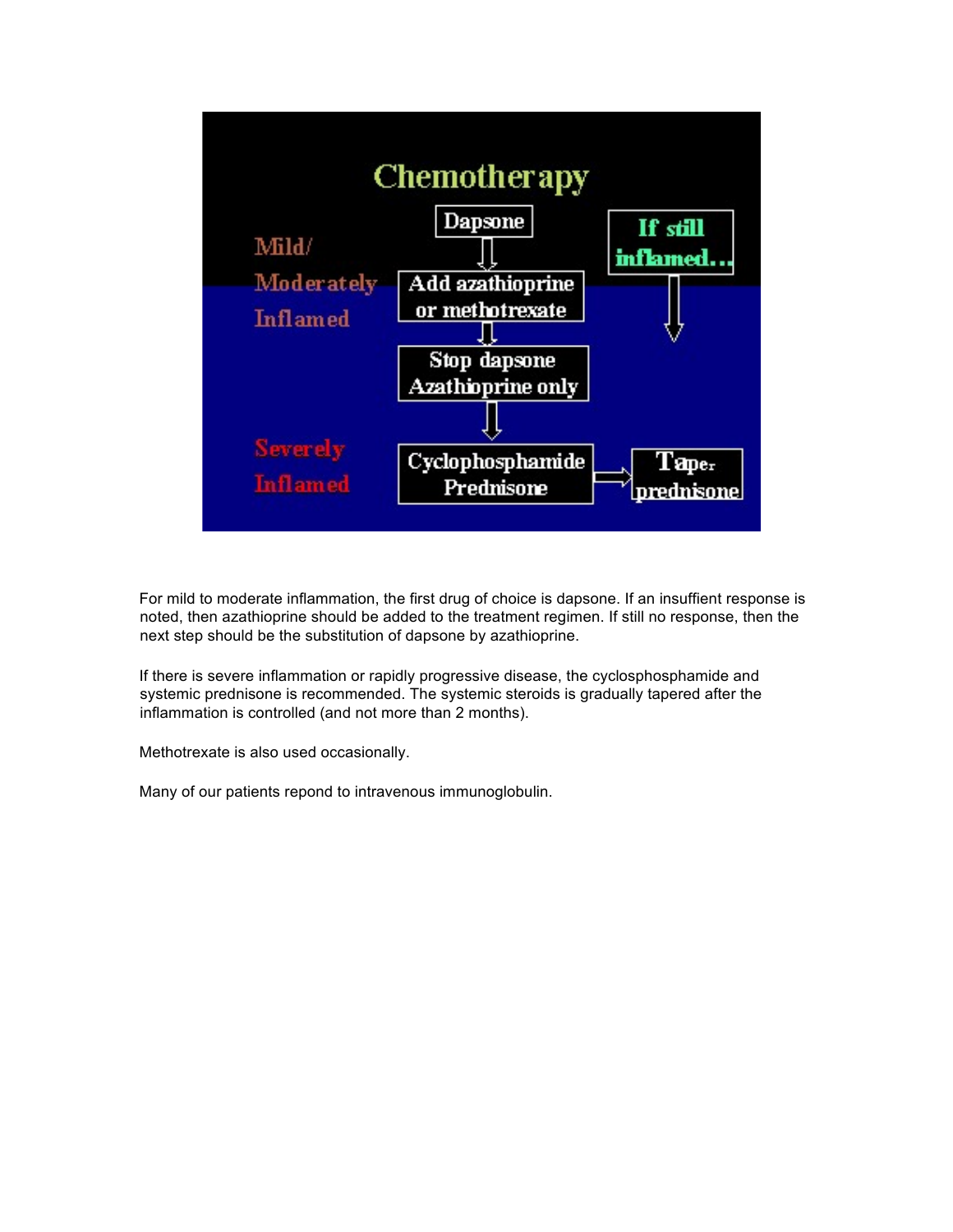# Chemotherapy

**Mild/ Moderately Inflamed**

Dapsone → Add azathioprine or methotrexate → Stop dapsone Azathioprine only

If still inflamed…

**Severely Inflamed**

Cyclophosphamide Prednisone → Taper prednisone

For mild to moderate inflammation, the first drug of choice is dapsone. If an insuffient response is noted, then azathioprine should be added to the treatment regimen. If still no response, then the next step should be the substitution of dapsone by azathioprine.

If there is severe inflammation or rapidly progressive disease, the cyclosphosphamide and systemic prednisone is recommended. The systemic steroids is gradually tapered after the inflammation is controlled (and not more than 2 months).

Methotrexate is also used occasionally.

Many of our patients repond to intravenous immunoglobulin.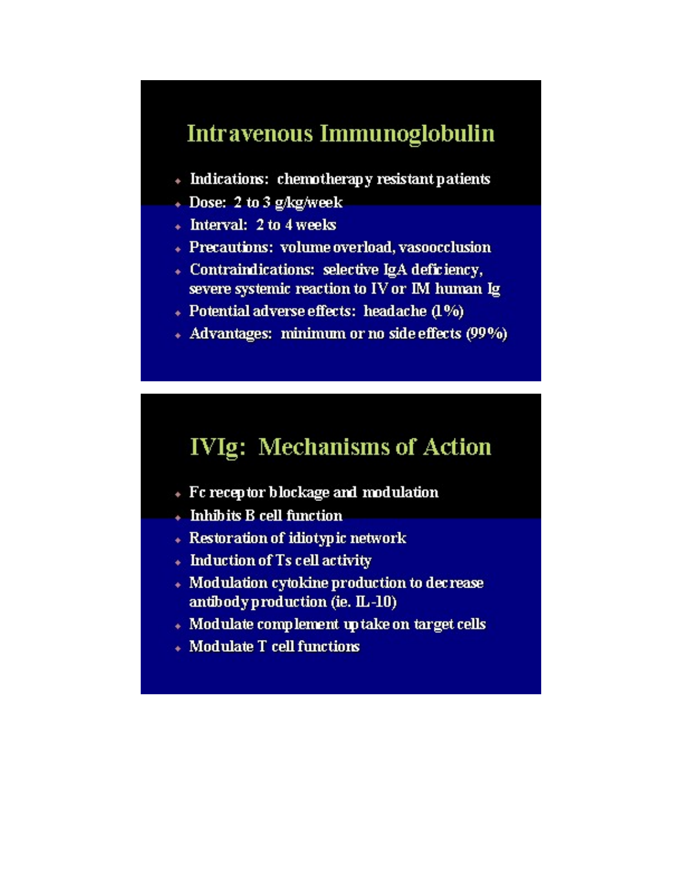## Intravenous Immunoglobulin

- Indications: chemotherapy resistant patients
- Dose: 2 to 3 g/kg/week
- Interval: 2 to 4 weeks
- Precautions: volume overload, vasoocclusion
- Contraindications: selective IgA deficiency, severe systemic reaction to IV or IM human Ig
- Potential adverse effects: headache (1%)
- Advantages: minimum or no side effects (99%)

## IVIg: Mechanisms of Action

- Fc receptor blockage and modulation
- Inhibits B cell function
- Restoration of idiotypic network
- Induction of Ts cell activity
- Modulation cytokine production to decrease antibody production (ie. IL-10)
- Modulate complement uptake on target cells
- Modulate T cell functions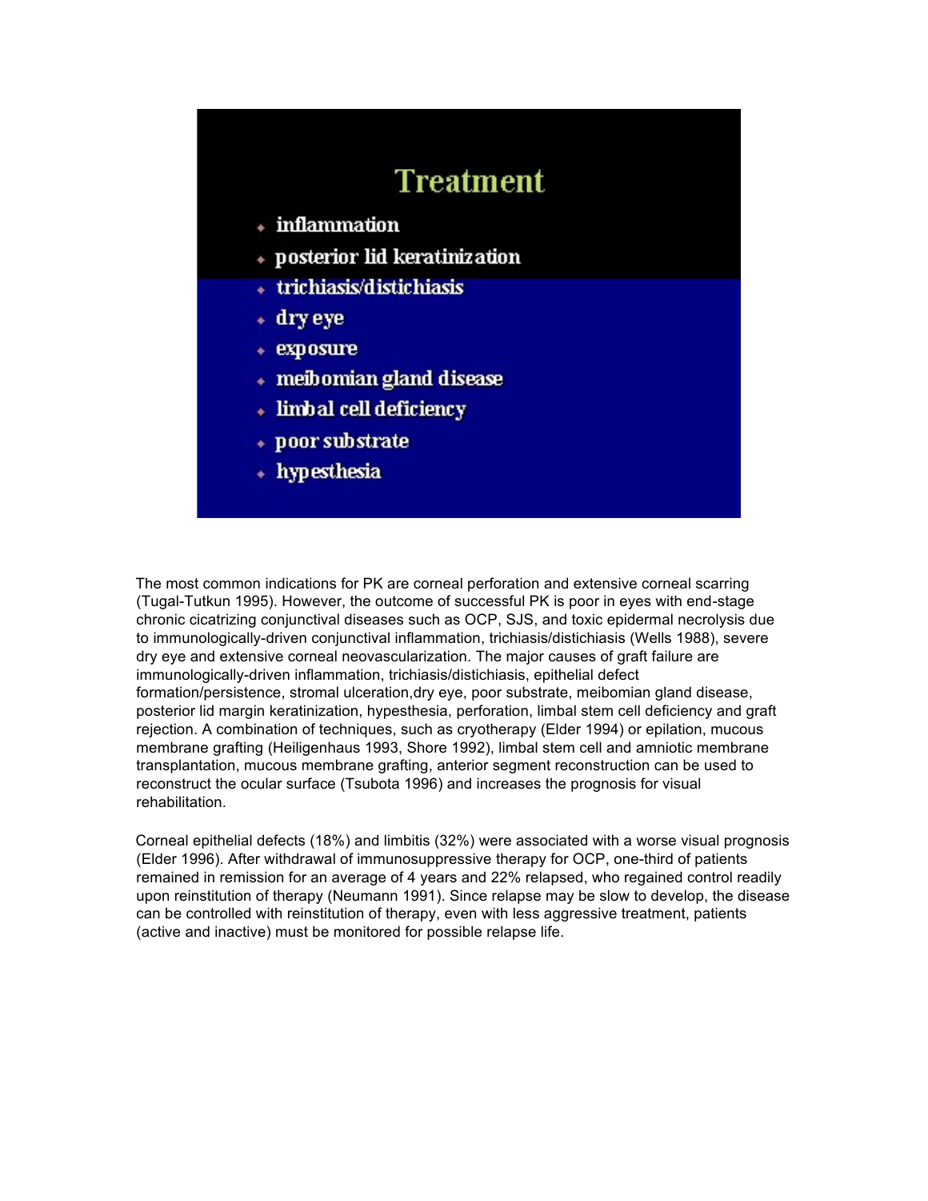## Treatment

- inflammation
- posterior lid keratinization
- trichiasis/distichiasis
- dry eye
- exposure
- meibomian gland disease
- limbal cell deficiency
- poor substrate
- hypesthesia

The most common indications for PK are corneal perforation and extensive corneal scarring (Tugal-Tutkun 1995). However, the outcome of successful PK is poor in eyes with end-stage chronic cicatrizing conjunctival diseases such as OCP, SJS, and toxic epidermal necrolysis due to immunologically-driven conjunctival inflammation, trichiasis/distichiasis (Wells 1988), severe dry eye and extensive corneal neovascularization. The major causes of graft failure are immunologically-driven inflammation, trichiasis/distichiasis, epithelial defect formation/persistence, stromal ulceration,dry eye, poor substrate, meibomian gland disease, posterior lid margin keratinization, hypesthesia, perforation, limbal stem cell deficiency and graft rejection. A combination of techniques, such as cryotherapy (Elder 1994) or epilation, mucous membrane grafting (Heiligenhaus 1993, Shore 1992), limbal stem cell and amniotic membrane transplantation, mucous membrane grafting, anterior segment reconstruction can be used to reconstruct the ocular surface (Tsubota 1996) and increases the prognosis for visual rehabilitation.

Corneal epithelial defects (18%) and limbitis (32%) were associated with a worse visual prognosis (Elder 1996). After withdrawal of immunosuppressive therapy for OCP, one-third of patients remained in remission for an average of 4 years and 22% relapsed, who regained control readily upon reinstitution of therapy (Neumann 1991). Since relapse may be slow to develop, the disease can be controlled with reinstitution of therapy, even with less aggressive treatment, patients (active and inactive) must be monitored for possible relapse life.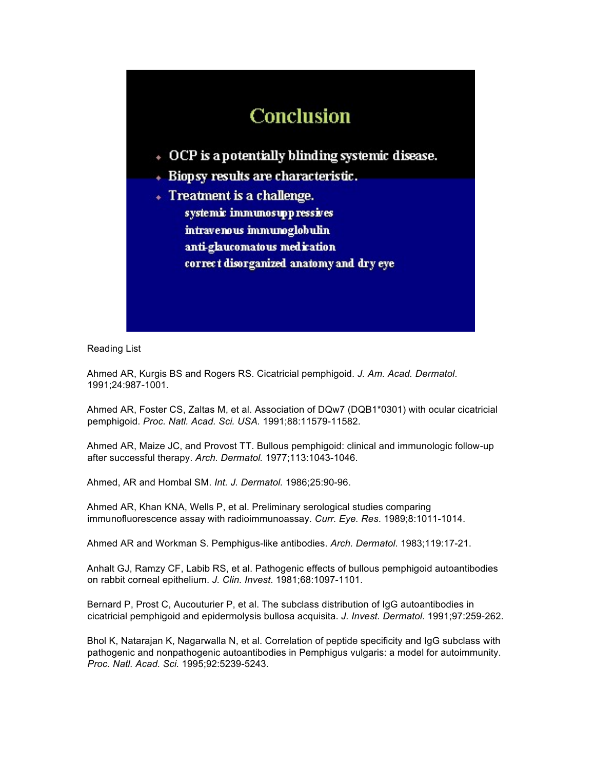## Conclusion

- OCP is a potentially blinding systemic disease.
- Biopsy results are characteristic.
- Treatment is a challenge.
  - systemic immunosuppressives
  - intravenous immunoglobulin
  - anti-glaucomatous medication
  - correct disorganized anatomy and dry eye

Reading List

Ahmed AR, Kurgis BS and Rogers RS. Cicatricial pemphigoid. *J. Am. Acad. Dermatol*. 1991;24:987-1001.

Ahmed AR, Foster CS, Zaltas M, et al. Association of DQw7 (DQB1*0301) with ocular cicatricial pemphigoid. *Proc. Natl. Acad. Sci. USA.* 1991;88:11579-11582.

Ahmed AR, Maize JC, and Provost TT. Bullous pemphigoid: clinical and immunologic follow-up after successful therapy. *Arch. Dermatol.* 1977;113:1043-1046.

Ahmed, AR and Hombal SM. *Int. J. Dermatol.* 1986;25:90-96.

Ahmed AR, Khan KNA, Wells P, et al. Preliminary serological studies comparing immunofluorescence assay with radioimmunoassay. *Curr. Eye. Res*. 1989;8:1011-1014.

Ahmed AR and Workman S. Pemphigus-like antibodies. *Arch. Dermatol*. 1983;119:17-21.

Anhalt GJ, Ramzy CF, Labib RS, et al. Pathogenic effects of bullous pemphigoid autoantibodies on rabbit corneal epithelium. *J. Clin. Invest*. 1981;68:1097-1101.

Bernard P, Prost C, Aucouturier P, et al. The subclass distribution of IgG autoantibodies in cicatricial pemphigoid and epidermolysis bullosa acquisita. *J. Invest. Dermatol*. 1991;97:259-262.

Bhol K, Natarajan K, Nagarwalla N, et al. Correlation of peptide specificity and IgG subclass with pathogenic and nonpathogenic autoantibodies in Pemphigus vulgaris: a model for autoimmunity. *Proc. Natl. Acad. Sci.* 1995;92:5239-5243.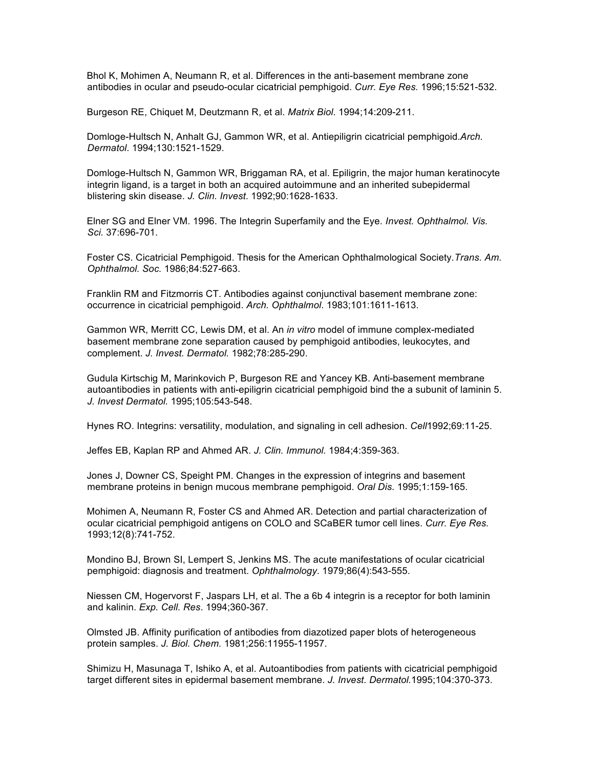Bhol K, Mohimen A, Neumann R, et al. Differences in the anti-basement membrane zone antibodies in ocular and pseudo-ocular cicatricial pemphigoid. *Curr. Eye Res.* 1996;15:521-532.

Burgeson RE, Chiquet M, Deutzmann R, et al. *Matrix Biol*. 1994;14:209-211.

Domloge-Hultsch N, Anhalt GJ, Gammon WR, et al. Antiepiligrin cicatricial pemphigoid.*Arch. Dermatol*. 1994;130:1521-1529.

Domloge-Hultsch N, Gammon WR, Briggaman RA, et al. Epiligrin, the major human keratinocyte integrin ligand, is a target in both an acquired autoimmune and an inherited subepidermal blistering skin disease. *J. Clin. Invest*. 1992;90:1628-1633.

Elner SG and Elner VM. 1996. The Integrin Superfamily and the Eye. *Invest. Ophthalmol. Vis. Sci.* 37:696-701.

Foster CS. Cicatricial Pemphigoid. Thesis for the American Ophthalmological Society.*Trans. Am. Ophthalmol. Soc.* 1986;84:527-663.

Franklin RM and Fitzmorris CT. Antibodies against conjunctival basement membrane zone: occurrence in cicatricial pemphigoid. *Arch. Ophthalmol*. 1983;101:1611-1613.

Gammon WR, Merritt CC, Lewis DM, et al. An *in vitro* model of immune complex-mediated basement membrane zone separation caused by pemphigoid antibodies, leukocytes, and complement. *J. Invest. Dermatol.* 1982;78:285-290.

Gudula Kirtschig M, Marinkovich P, Burgeson RE and Yancey KB. Anti-basement membrane autoantibodies in patients with anti-epiligrin cicatricial pemphigoid bind the a subunit of laminin 5. *J. Invest Dermatol.* 1995;105:543-548.

Hynes RO. Integrins: versatility, modulation, and signaling in cell adhesion. *Cell*1992;69:11-25.

Jeffes EB, Kaplan RP and Ahmed AR. *J. Clin. Immunol.* 1984;4:359-363.

Jones J, Downer CS, Speight PM. Changes in the expression of integrins and basement membrane proteins in benign mucous membrane pemphigoid. *Oral Dis*. 1995;1:159-165.

Mohimen A, Neumann R, Foster CS and Ahmed AR. Detection and partial characterization of ocular cicatricial pemphigoid antigens on COLO and SCaBER tumor cell lines. *Curr. Eye Res.* 1993;12(8):741-752.

Mondino BJ, Brown SI, Lempert S, Jenkins MS. The acute manifestations of ocular cicatricial pemphigoid: diagnosis and treatment. *Ophthalmology*. 1979;86(4):543-555.

Niessen CM, Hogervorst F, Jaspars LH, et al. The a 6b 4 integrin is a receptor for both laminin and kalinin. *Exp. Cell. Res*. 1994;360-367.

Olmsted JB. Affinity purification of antibodies from diazotized paper blots of heterogeneous protein samples. *J. Biol. Chem.* 1981;256:11955-11957.

Shimizu H, Masunaga T, Ishiko A, et al. Autoantibodies from patients with cicatricial pemphigoid target different sites in epidermal basement membrane. *J. Invest. Dermatol.*1995;104:370-373.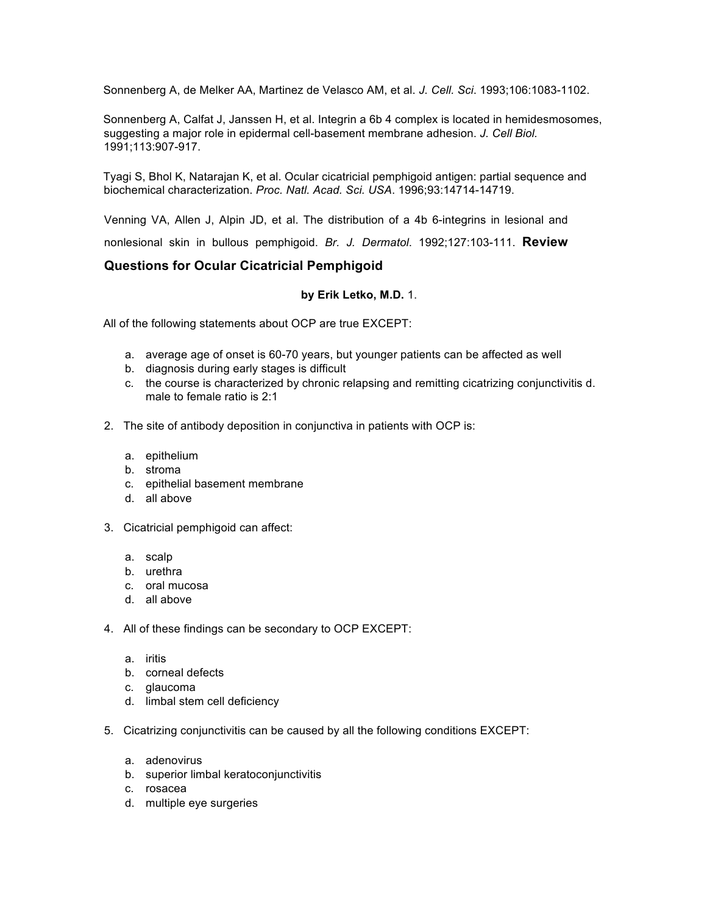Sonnenberg A, de Melker AA, Martinez de Velasco AM, et al. *J. Cell. Sci*. 1993;106:1083-1102.

Sonnenberg A, Calfat J, Janssen H, et al. Integrin a 6b 4 complex is located in hemidesmosomes, suggesting a major role in epidermal cell-basement membrane adhesion. *J. Cell Biol.* 1991;113:907-917.

Tyagi S, Bhol K, Natarajan K, et al. Ocular cicatricial pemphigoid antigen: partial sequence and biochemical characterization. *Proc. Natl. Acad. Sci. USA*. 1996;93:14714-14719.

Venning VA, Allen J, Alpin JD, et al. The distribution of a 4b 6-integrins in lesional and nonlesional skin in bullous pemphigoid. *Br. J. Dermatol*. 1992;127:103-111.

## Review Questions for Ocular Cicatricial Pemphigoid

**by Erik Letko, M.D.**

1. All of the following statements about OCP are true EXCEPT:

   a. average age of onset is 60-70 years, but younger patients can be affected as well
   b. diagnosis during early stages is difficult
   c. the course is characterized by chronic relapsing and remitting cicatrizing conjunctivitis
   d. male to female ratio is 2:1

2. The site of antibody deposition in conjunctiva in patients with OCP is:

   a. epithelium
   b. stroma
   c. epithelial basement membrane
   d. all above

3. Cicatricial pemphigoid can affect:

   a. scalp
   b. urethra
   c. oral mucosa
   d. all above

4. All of these findings can be secondary to OCP EXCEPT:

   a. iritis
   b. corneal defects
   c. glaucoma
   d. limbal stem cell deficiency

5. Cicatrizing conjunctivitis can be caused by all the following conditions EXCEPT:

   a. adenovirus
   b. superior limbal keratoconjunctivitis
   c. rosacea
   d. multiple eye surgeries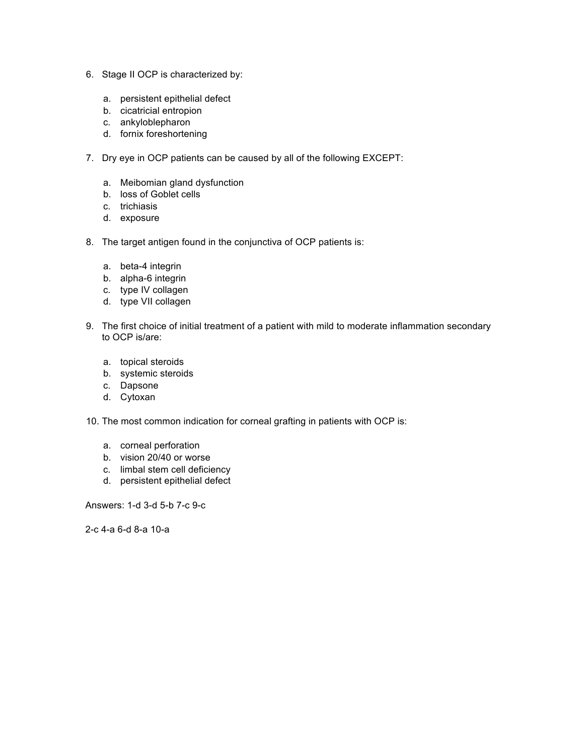6. Stage II OCP is characterized by:

    a. persistent epithelial defect
    b. cicatricial entropion
    c. ankyloblepharon
    d. fornix foreshortening

7. Dry eye in OCP patients can be caused by all of the following EXCEPT:

    a. Meibomian gland dysfunction
    b. loss of Goblet cells
    c. trichiasis
    d. exposure

8. The target antigen found in the conjunctiva of OCP patients is:

    a. beta-4 integrin
    b. alpha-6 integrin
    c. type IV collagen
    d. type VII collagen

9. The first choice of initial treatment of a patient with mild to moderate inflammation secondary to OCP is/are:

    a. topical steroids
    b. systemic steroids
    c. Dapsone
    d. Cytoxan

10. The most common indication for corneal grafting in patients with OCP is:

    a. corneal perforation
    b. vision 20/40 or worse
    c. limbal stem cell deficiency
    d. persistent epithelial defect

Answers: 1-d 3-d 5-b 7-c 9-c

2-c 4-a 6-d 8-a 10-a